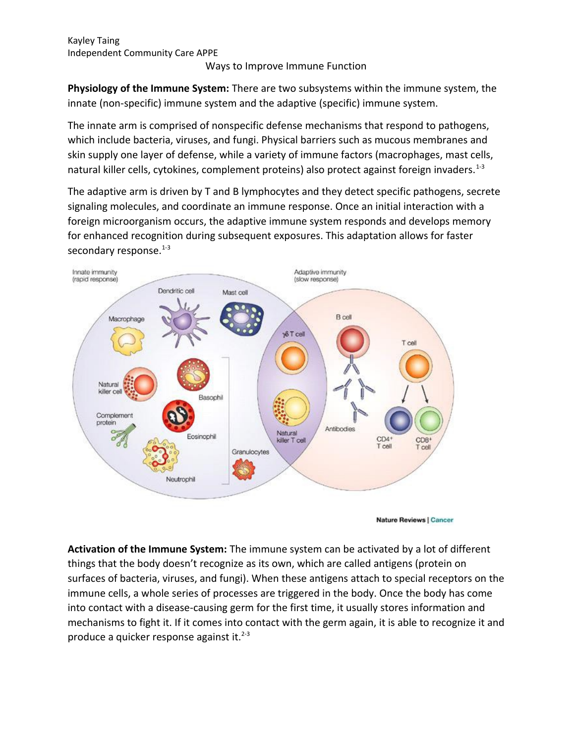Kayley Taing
Independent Community Care APPE

# Ways to Improve Immune Function

**Physiology of the Immune System:** There are two subsystems within the immune system, the innate (non-specific) immune system and the adaptive (specific) immune system.

The innate arm is comprised of nonspecific defense mechanisms that respond to pathogens, which include bacteria, viruses, and fungi. Physical barriers such as mucous membranes and skin supply one layer of defense, while a variety of immune factors (macrophages, mast cells, natural killer cells, cytokines, complement proteins) also protect against foreign invaders.[1-3]

The adaptive arm is driven by T and B lymphocytes and they detect specific pathogens, secrete signaling molecules, and coordinate an immune response. Once an initial interaction with a foreign microorganism occurs, the adaptive immune system responds and develops memory for enhanced recognition during subsequent exposures. This adaptation allows for faster secondary response.[1-3]

**Activation of the Immune System:** The immune system can be activated by a lot of different things that the body doesn't recognize as its own, which are called antigens (protein on surfaces of bacteria, viruses, and fungi). When these antigens attach to special receptors on the immune cells, a whole series of processes are triggered in the body. Once the body has come into contact with a disease-causing germ for the first time, it usually stores information and mechanisms to fight it. If it comes into contact with the germ again, it is able to recognize it and produce a quicker response against it.[2-3]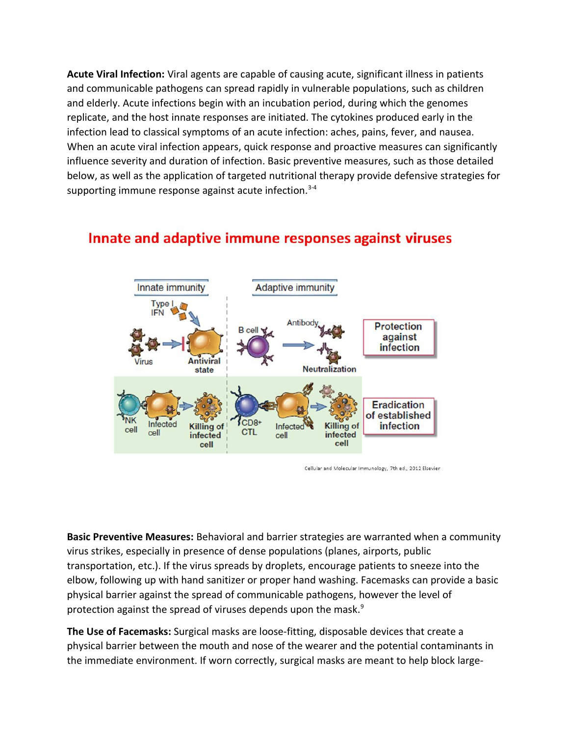**Acute Viral Infection:** Viral agents are capable of causing acute, significant illness in patients and communicable pathogens can spread rapidly in vulnerable populations, such as children and elderly. Acute infections begin with an incubation period, during which the genomes replicate, and the host innate responses are initiated. The cytokines produced early in the infection lead to classical symptoms of an acute infection: aches, pains, fever, and nausea. When an acute viral infection appears, quick response and proactive measures can significantly influence severity and duration of infection. Basic preventive measures, such as those detailed below, as well as the application of targeted nutritional therapy provide defensive strategies for supporting immune response against acute infection.[3-4]

## Innate and adaptive immune responses against viruses

Cellular and Molecular Immunology, 7th ed., 2012 Elsevier

**Basic Preventive Measures:** Behavioral and barrier strategies are warranted when a community virus strikes, especially in presence of dense populations (planes, airports, public transportation, etc.). If the virus spreads by droplets, encourage patients to sneeze into the elbow, following up with hand sanitizer or proper hand washing. Facemasks can provide a basic physical barrier against the spread of communicable pathogens, however the level of protection against the spread of viruses depends upon the mask.[9]

**The Use of Facemasks:** Surgical masks are loose-fitting, disposable devices that create a physical barrier between the mouth and nose of the wearer and the potential contaminants in the immediate environment. If worn correctly, surgical masks are meant to help block large-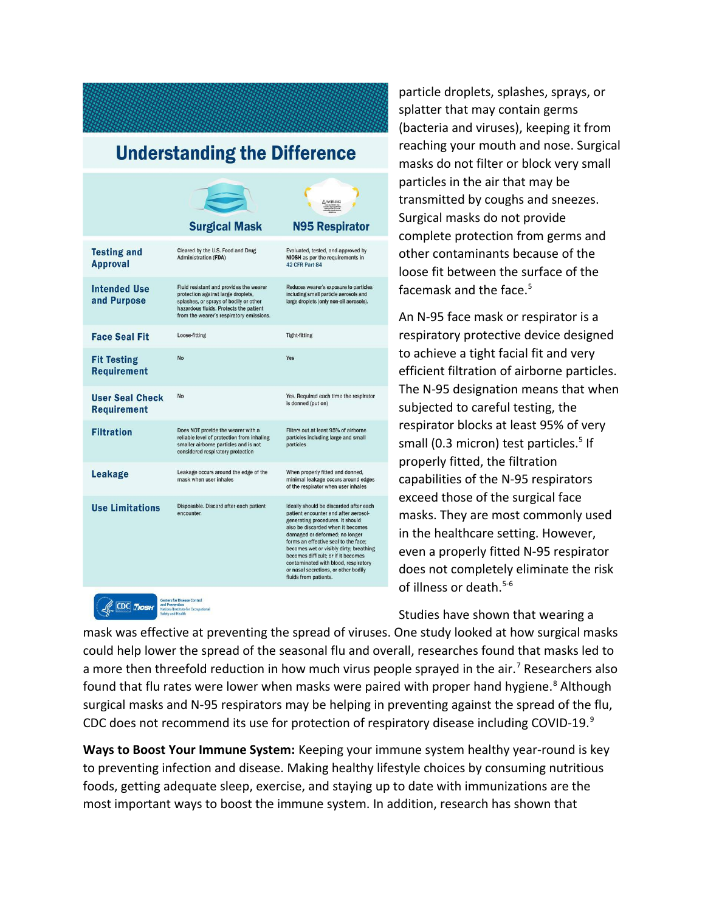## Understanding the Difference

| | Surgical Mask | N95 Respirator |
|---|---|---|
| **Testing and Approval** | Cleared by the U.S. Food and Drug Administration (FDA) | Evaluated, tested, and approved by NIOSH as per the requirements in 42 CFR Part 84 |
| **Intended Use and Purpose** | Fluid resistant and provides the wearer protection against large droplets, splashes, or sprays of bodily or other hazardous fluids. Protects the patient from the wearer's respiratory emissions. | Reduces wearer's exposure to particles including small particle aerosols and large droplets (only non-oil aerosols). |
| **Face Seal Fit** | Loose-fitting | Tight-fitting |
| **Fit Testing Requirement** | No | Yes |
| **User Seal Check Requirement** | No | Yes. Required each time the respirator is donned (put on) |
| **Filtration** | Does NOT provide the wearer with a reliable level of protection from inhaling smaller airborne particles and is not considered respiratory protection | Filters out at least 95% of airborne particles including large and small particles |
| **Leakage** | Leakage occurs around the edge of the mask when user inhales | When properly fitted and donned, minimal leakage occurs around edges of the respirator when user inhales |
| **Use Limitations** | Disposable. Discard after each patient encounter. | Ideally should be discarded after each patient encounter and after aerosol-generating procedures. It should also be discarded when it becomes damaged or deformed; no longer forms an effective seal to the face; becomes wet or visibly dirty; breathing becomes difficult; or if it becomes contaminated with blood, respiratory or nasal secretions, or other bodily fluids from patients. |

CDC NIOSH – Centers for Disease Control and Prevention, National Institute for Occupational Safety and Health

particle droplets, splashes, sprays, or splatter that may contain germs (bacteria and viruses), keeping it from reaching your mouth and nose. Surgical masks do not filter or block very small particles in the air that may be transmitted by coughs and sneezes. Surgical masks do not provide complete protection from germs and other contaminants because of the loose fit between the surface of the facemask and the face.[5]

An N-95 face mask or respirator is a respiratory protective device designed to achieve a tight facial fit and very efficient filtration of airborne particles. The N-95 designation means that when subjected to careful testing, the respirator blocks at least 95% of very small (0.3 micron) test particles.[5] If properly fitted, the filtration capabilities of the N-95 respirators exceed those of the surgical face masks. They are most commonly used in the healthcare setting. However, even a properly fitted N-95 respirator does not completely eliminate the risk of illness or death.[5-6]

Studies have shown that wearing a mask was effective at preventing the spread of viruses. One study looked at how surgical masks could help lower the spread of the seasonal flu and overall, researches found that masks led to a more then threefold reduction in how much virus people sprayed in the air.[7] Researchers also found that flu rates were lower when masks were paired with proper hand hygiene.[8] Although surgical masks and N-95 respirators may be helping in preventing against the spread of the flu, CDC does not recommend its use for protection of respiratory disease including COVID-19.[9]

**Ways to Boost Your Immune System:** Keeping your immune system healthy year-round is key to preventing infection and disease. Making healthy lifestyle choices by consuming nutritious foods, getting adequate sleep, exercise, and staying up to date with immunizations are the most important ways to boost the immune system. In addition, research has shown that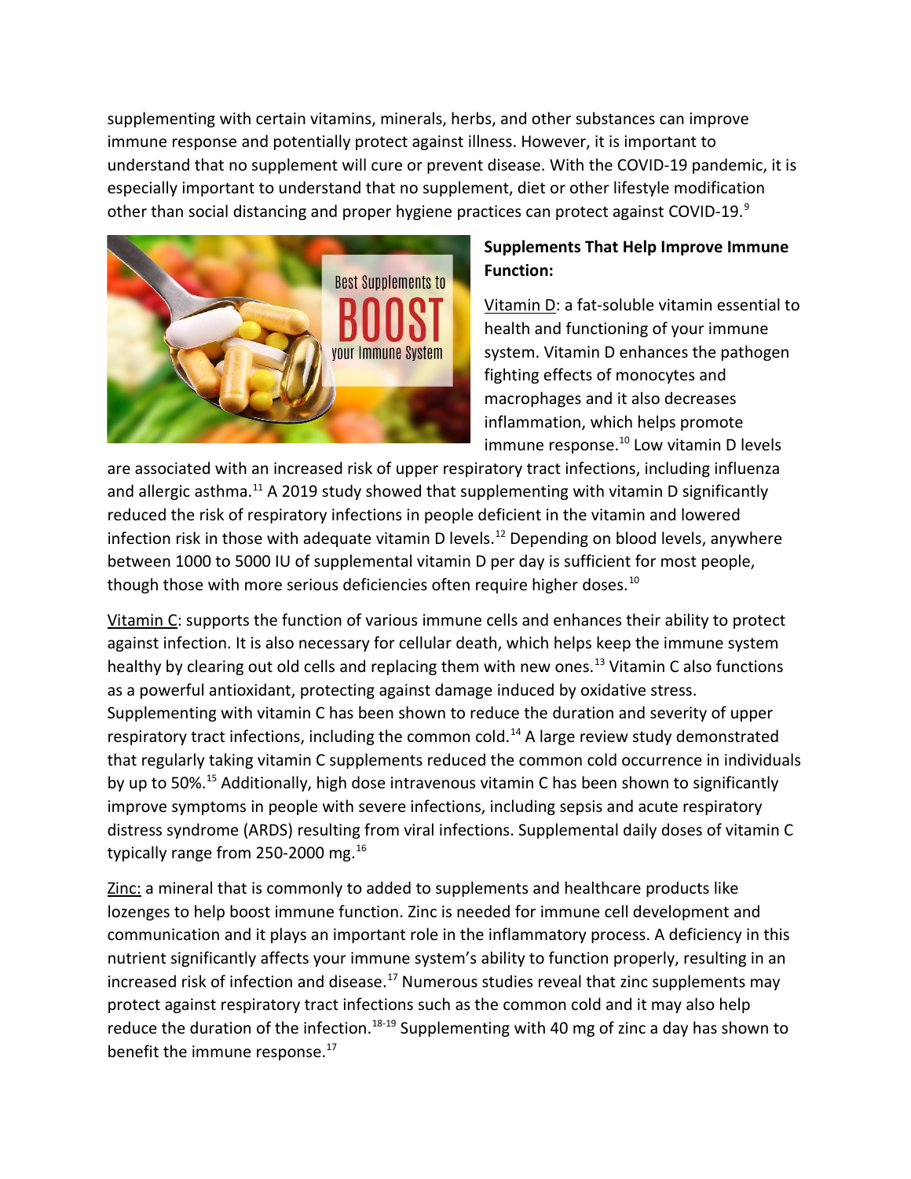supplementing with certain vitamins, minerals, herbs, and other substances can improve immune response and potentially protect against illness. However, it is important to understand that no supplement will cure or prevent disease. With the COVID-19 pandemic, it is especially important to understand that no supplement, diet or other lifestyle modification other than social distancing and proper hygiene practices can protect against COVID-19.[9]

**Supplements That Help Improve Immune Function:**

Vitamin D: a fat-soluble vitamin essential to health and functioning of your immune system. Vitamin D enhances the pathogen fighting effects of monocytes and macrophages and it also decreases inflammation, which helps promote immune response.[10] Low vitamin D levels are associated with an increased risk of upper respiratory tract infections, including influenza and allergic asthma.[11] A 2019 study showed that supplementing with vitamin D significantly reduced the risk of respiratory infections in people deficient in the vitamin and lowered infection risk in those with adequate vitamin D levels.[12] Depending on blood levels, anywhere between 1000 to 5000 IU of supplemental vitamin D per day is sufficient for most people, though those with more serious deficiencies often require higher doses.[10]

Vitamin C: supports the function of various immune cells and enhances their ability to protect against infection. It is also necessary for cellular death, which helps keep the immune system healthy by clearing out old cells and replacing them with new ones.[13] Vitamin C also functions as a powerful antioxidant, protecting against damage induced by oxidative stress. Supplementing with vitamin C has been shown to reduce the duration and severity of upper respiratory tract infections, including the common cold.[14] A large review study demonstrated that regularly taking vitamin C supplements reduced the common cold occurrence in individuals by up to 50%.[15] Additionally, high dose intravenous vitamin C has been shown to significantly improve symptoms in people with severe infections, including sepsis and acute respiratory distress syndrome (ARDS) resulting from viral infections. Supplemental daily doses of vitamin C typically range from 250-2000 mg.[16]

Zinc: a mineral that is commonly to added to supplements and healthcare products like lozenges to help boost immune function. Zinc is needed for immune cell development and communication and it plays an important role in the inflammatory process. A deficiency in this nutrient significantly affects your immune system's ability to function properly, resulting in an increased risk of infection and disease.[17] Numerous studies reveal that zinc supplements may protect against respiratory tract infections such as the common cold and it may also help reduce the duration of the infection.[18-19] Supplementing with 40 mg of zinc a day has shown to benefit the immune response.[17]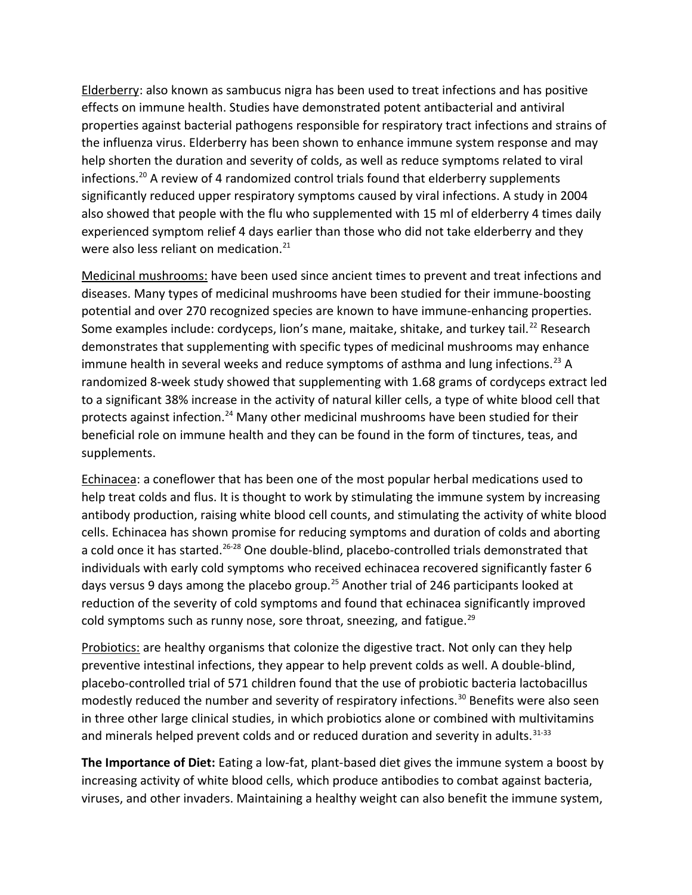Elderberry: also known as sambucus nigra has been used to treat infections and has positive effects on immune health. Studies have demonstrated potent antibacterial and antiviral properties against bacterial pathogens responsible for respiratory tract infections and strains of the influenza virus. Elderberry has been shown to enhance immune system response and may help shorten the duration and severity of colds, as well as reduce symptoms related to viral infections.[20] A review of 4 randomized control trials found that elderberry supplements significantly reduced upper respiratory symptoms caused by viral infections. A study in 2004 also showed that people with the flu who supplemented with 15 ml of elderberry 4 times daily experienced symptom relief 4 days earlier than those who did not take elderberry and they were also less reliant on medication.[21]

Medicinal mushrooms: have been used since ancient times to prevent and treat infections and diseases. Many types of medicinal mushrooms have been studied for their immune-boosting potential and over 270 recognized species are known to have immune-enhancing properties. Some examples include: cordyceps, lion's mane, maitake, shitake, and turkey tail.[22] Research demonstrates that supplementing with specific types of medicinal mushrooms may enhance immune health in several weeks and reduce symptoms of asthma and lung infections.[23] A randomized 8-week study showed that supplementing with 1.68 grams of cordyceps extract led to a significant 38% increase in the activity of natural killer cells, a type of white blood cell that protects against infection.[24] Many other medicinal mushrooms have been studied for their beneficial role on immune health and they can be found in the form of tinctures, teas, and supplements.

Echinacea: a coneflower that has been one of the most popular herbal medications used to help treat colds and flus. It is thought to work by stimulating the immune system by increasing antibody production, raising white blood cell counts, and stimulating the activity of white blood cells. Echinacea has shown promise for reducing symptoms and duration of colds and aborting a cold once it has started.[26-28] One double-blind, placebo-controlled trials demonstrated that individuals with early cold symptoms who received echinacea recovered significantly faster 6 days versus 9 days among the placebo group.[25] Another trial of 246 participants looked at reduction of the severity of cold symptoms and found that echinacea significantly improved cold symptoms such as runny nose, sore throat, sneezing, and fatigue.[29]

Probiotics: are healthy organisms that colonize the digestive tract. Not only can they help preventive intestinal infections, they appear to help prevent colds as well. A double-blind, placebo-controlled trial of 571 children found that the use of probiotic bacteria lactobacillus modestly reduced the number and severity of respiratory infections.[30] Benefits were also seen in three other large clinical studies, in which probiotics alone or combined with multivitamins and minerals helped prevent colds and or reduced duration and severity in adults.[31-33]

**The Importance of Diet:** Eating a low-fat, plant-based diet gives the immune system a boost by increasing activity of white blood cells, which produce antibodies to combat against bacteria, viruses, and other invaders. Maintaining a healthy weight can also benefit the immune system,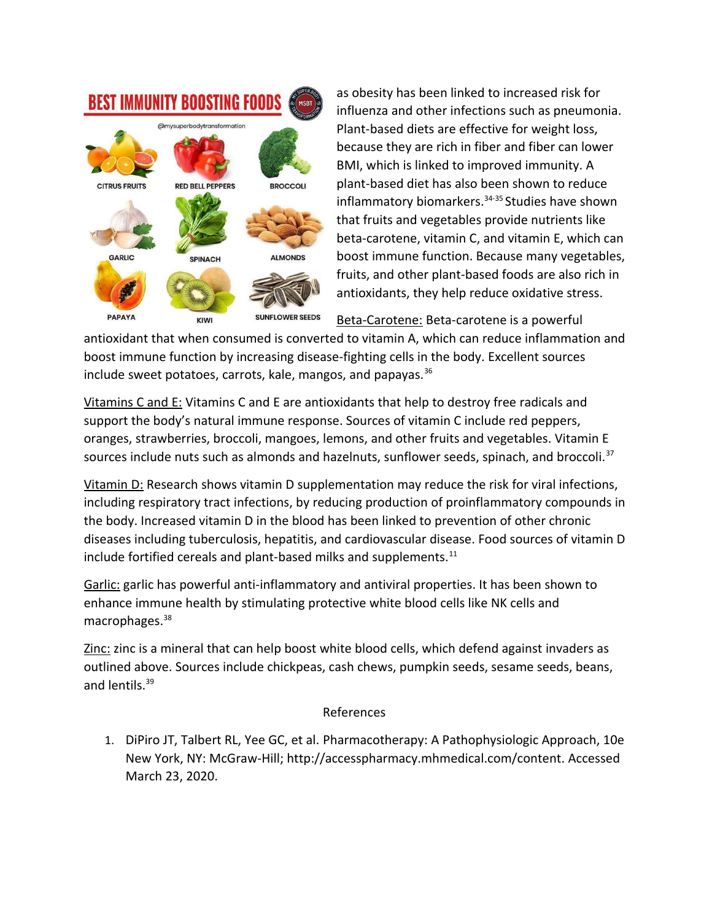as obesity has been linked to increased risk for influenza and other infections such as pneumonia. Plant-based diets are effective for weight loss, because they are rich in fiber and fiber can lower BMI, which is linked to improved immunity. A plant-based diet has also been shown to reduce inflammatory biomarkers.[34-35] Studies have shown that fruits and vegetables provide nutrients like beta-carotene, vitamin C, and vitamin E, which can boost immune function. Because many vegetables, fruits, and other plant-based foods are also rich in antioxidants, they help reduce oxidative stress.

Beta-Carotene: Beta-carotene is a powerful antioxidant that when consumed is converted to vitamin A, which can reduce inflammation and boost immune function by increasing disease-fighting cells in the body. Excellent sources include sweet potatoes, carrots, kale, mangos, and papayas.[36]

Vitamins C and E: Vitamins C and E are antioxidants that help to destroy free radicals and support the body's natural immune response. Sources of vitamin C include red peppers, oranges, strawberries, broccoli, mangoes, lemons, and other fruits and vegetables. Vitamin E sources include nuts such as almonds and hazelnuts, sunflower seeds, spinach, and broccoli.[37]

Vitamin D: Research shows vitamin D supplementation may reduce the risk for viral infections, including respiratory tract infections, by reducing production of proinflammatory compounds in the body. Increased vitamin D in the blood has been linked to prevention of other chronic diseases including tuberculosis, hepatitis, and cardiovascular disease. Food sources of vitamin D include fortified cereals and plant-based milks and supplements.[11]

Garlic: garlic has powerful anti-inflammatory and antiviral properties. It has been shown to enhance immune health by stimulating protective white blood cells like NK cells and macrophages.[38]

Zinc: zinc is a mineral that can help boost white blood cells, which defend against invaders as outlined above. Sources include chickpeas, cash chews, pumpkin seeds, sesame seeds, beans, and lentils.[39]

## References

1. DiPiro JT, Talbert RL, Yee GC, et al. Pharmacotherapy: A Pathophysiologic Approach, 10e New York, NY: McGraw-Hill; http://accesspharmacy.mhmedical.com/content. Accessed March 23, 2020.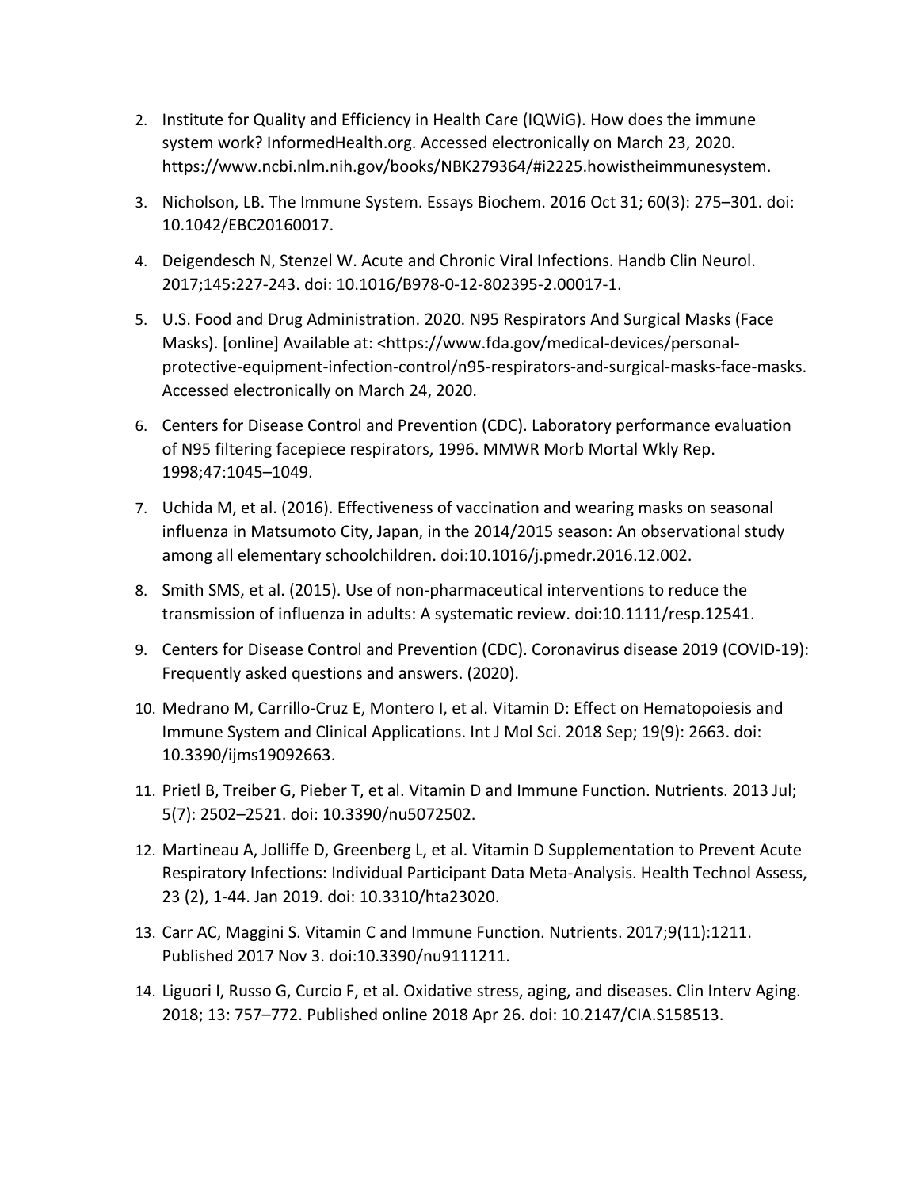2. Institute for Quality and Efficiency in Health Care (IQWiG). How does the immune system work? InformedHealth.org. Accessed electronically on March 23, 2020. https://www.ncbi.nlm.nih.gov/books/NBK279364/#i2225.howistheimmunesystem.
3. Nicholson, LB. The Immune System. Essays Biochem. 2016 Oct 31; 60(3): 275–301. doi: 10.1042/EBC20160017.
4. Deigendesch N, Stenzel W. Acute and Chronic Viral Infections. Handb Clin Neurol. 2017;145:227-243. doi: 10.1016/B978-0-12-802395-2.00017-1.
5. U.S. Food and Drug Administration. 2020. N95 Respirators And Surgical Masks (Face Masks). [online] Available at: <https://www.fda.gov/medical-devices/personal-protective-equipment-infection-control/n95-respirators-and-surgical-masks-face-masks. Accessed electronically on March 24, 2020.
6. Centers for Disease Control and Prevention (CDC). Laboratory performance evaluation of N95 filtering facepiece respirators, 1996. MMWR Morb Mortal Wkly Rep. 1998;47:1045–1049.
7. Uchida M, et al. (2016). Effectiveness of vaccination and wearing masks on seasonal influenza in Matsumoto City, Japan, in the 2014/2015 season: An observational study among all elementary schoolchildren. doi:10.1016/j.pmedr.2016.12.002.
8. Smith SMS, et al. (2015). Use of non-pharmaceutical interventions to reduce the transmission of influenza in adults: A systematic review. doi:10.1111/resp.12541.
9. Centers for Disease Control and Prevention (CDC). Coronavirus disease 2019 (COVID-19): Frequently asked questions and answers. (2020).
10. Medrano M, Carrillo-Cruz E, Montero I, et al. Vitamin D: Effect on Hematopoiesis and Immune System and Clinical Applications. Int J Mol Sci. 2018 Sep; 19(9): 2663. doi: 10.3390/ijms19092663.
11. Prietl B, Treiber G, Pieber T, et al. Vitamin D and Immune Function. Nutrients. 2013 Jul; 5(7): 2502–2521. doi: 10.3390/nu5072502.
12. Martineau A, Jolliffe D, Greenberg L, et al. Vitamin D Supplementation to Prevent Acute Respiratory Infections: Individual Participant Data Meta-Analysis. Health Technol Assess, 23 (2), 1-44. Jan 2019. doi: 10.3310/hta23020.
13. Carr AC, Maggini S. Vitamin C and Immune Function. Nutrients. 2017;9(11):1211. Published 2017 Nov 3. doi:10.3390/nu9111211.
14. Liguori I, Russo G, Curcio F, et al. Oxidative stress, aging, and diseases. Clin Interv Aging. 2018; 13: 757–772. Published online 2018 Apr 26. doi: 10.2147/CIA.S158513.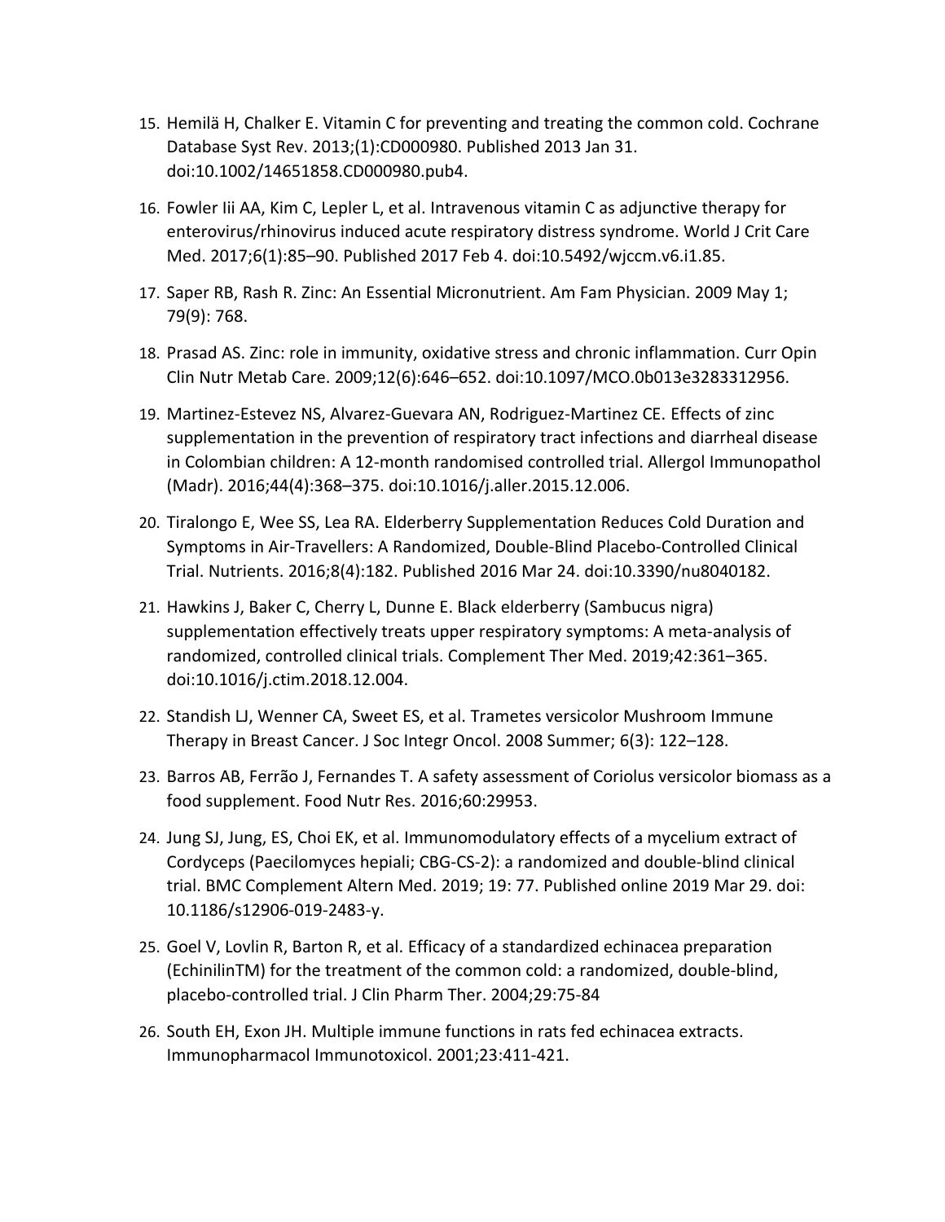15. Hemilä H, Chalker E. Vitamin C for preventing and treating the common cold. Cochrane Database Syst Rev. 2013;(1):CD000980. Published 2013 Jan 31. doi:10.1002/14651858.CD000980.pub4.
16. Fowler Iii AA, Kim C, Lepler L, et al. Intravenous vitamin C as adjunctive therapy for enterovirus/rhinovirus induced acute respiratory distress syndrome. World J Crit Care Med. 2017;6(1):85–90. Published 2017 Feb 4. doi:10.5492/wjccm.v6.i1.85.
17. Saper RB, Rash R. Zinc: An Essential Micronutrient. Am Fam Physician. 2009 May 1; 79(9): 768.
18. Prasad AS. Zinc: role in immunity, oxidative stress and chronic inflammation. Curr Opin Clin Nutr Metab Care. 2009;12(6):646–652. doi:10.1097/MCO.0b013e3283312956.
19. Martinez-Estevez NS, Alvarez-Guevara AN, Rodriguez-Martinez CE. Effects of zinc supplementation in the prevention of respiratory tract infections and diarrheal disease in Colombian children: A 12-month randomised controlled trial. Allergol Immunopathol (Madr). 2016;44(4):368–375. doi:10.1016/j.aller.2015.12.006.
20. Tiralongo E, Wee SS, Lea RA. Elderberry Supplementation Reduces Cold Duration and Symptoms in Air-Travellers: A Randomized, Double-Blind Placebo-Controlled Clinical Trial. Nutrients. 2016;8(4):182. Published 2016 Mar 24. doi:10.3390/nu8040182.
21. Hawkins J, Baker C, Cherry L, Dunne E. Black elderberry (Sambucus nigra) supplementation effectively treats upper respiratory symptoms: A meta-analysis of randomized, controlled clinical trials. Complement Ther Med. 2019;42:361–365. doi:10.1016/j.ctim.2018.12.004.
22. Standish LJ, Wenner CA, Sweet ES, et al. Trametes versicolor Mushroom Immune Therapy in Breast Cancer. J Soc Integr Oncol. 2008 Summer; 6(3): 122–128.
23. Barros AB, Ferrão J, Fernandes T. A safety assessment of Coriolus versicolor biomass as a food supplement. Food Nutr Res. 2016;60:29953.
24. Jung SJ, Jung, ES, Choi EK, et al. Immunomodulatory effects of a mycelium extract of Cordyceps (Paecilomyces hepiali; CBG-CS-2): a randomized and double-blind clinical trial. BMC Complement Altern Med. 2019; 19: 77. Published online 2019 Mar 29. doi: 10.1186/s12906-019-2483-y.
25. Goel V, Lovlin R, Barton R, et al. Efficacy of a standardized echinacea preparation (EchinilinTM) for the treatment of the common cold: a randomized, double-blind, placebo-controlled trial. J Clin Pharm Ther. 2004;29:75-84
26. South EH, Exon JH. Multiple immune functions in rats fed echinacea extracts. Immunopharmacol Immunotoxicol. 2001;23:411-421.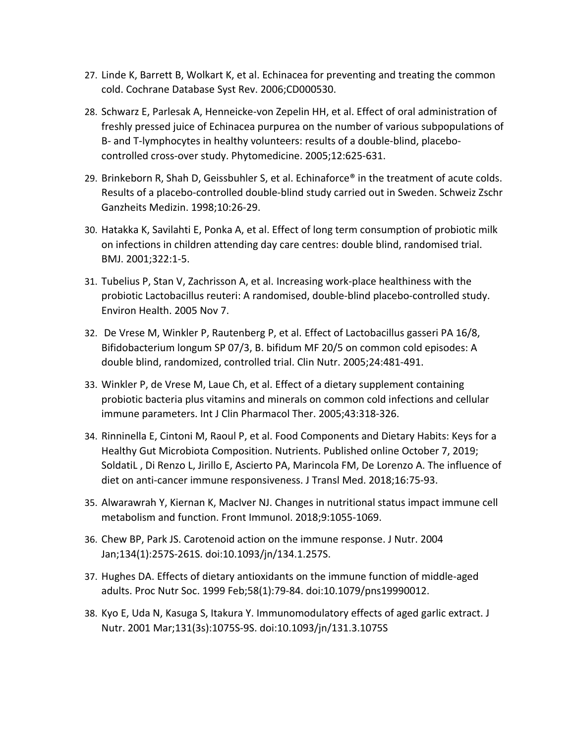27. Linde K, Barrett B, Wolkart K, et al. Echinacea for preventing and treating the common cold. Cochrane Database Syst Rev. 2006;CD000530.
28. Schwarz E, Parlesak A, Henneicke-von Zepelin HH, et al. Effect of oral administration of freshly pressed juice of Echinacea purpurea on the number of various subpopulations of B- and T-lymphocytes in healthy volunteers: results of a double-blind, placebo-controlled cross-over study. Phytomedicine. 2005;12:625-631.
29. Brinkeborn R, Shah D, Geissbuhler S, et al. Echinaforce® in the treatment of acute colds. Results of a placebo-controlled double-blind study carried out in Sweden. Schweiz Zschr Ganzheits Medizin. 1998;10:26-29.
30. Hatakka K, Savilahti E, Ponka A, et al. Effect of long term consumption of probiotic milk on infections in children attending day care centres: double blind, randomised trial. BMJ. 2001;322:1-5.
31. Tubelius P, Stan V, Zachrisson A, et al. Increasing work-place healthiness with the probiotic Lactobacillus reuteri: A randomised, double-blind placebo-controlled study. Environ Health. 2005 Nov 7.
32. De Vrese M, Winkler P, Rautenberg P, et al. Effect of Lactobacillus gasseri PA 16/8, Bifidobacterium longum SP 07/3, B. bifidum MF 20/5 on common cold episodes: A double blind, randomized, controlled trial. Clin Nutr. 2005;24:481-491.
33. Winkler P, de Vrese M, Laue Ch, et al. Effect of a dietary supplement containing probiotic bacteria plus vitamins and minerals on common cold infections and cellular immune parameters. Int J Clin Pharmacol Ther. 2005;43:318-326.
34. Rinninella E, Cintoni M, Raoul P, et al. Food Components and Dietary Habits: Keys for a Healthy Gut Microbiota Composition. Nutrients. Published online October 7, 2019; SoldatiL , Di Renzo L, Jirillo E, Ascierto PA, Marincola FM, De Lorenzo A. The influence of diet on anti-cancer immune responsiveness. J Transl Med. 2018;16:75-93.
35. Alwarawrah Y, Kiernan K, MacIver NJ. Changes in nutritional status impact immune cell metabolism and function. Front Immunol. 2018;9:1055-1069.
36. Chew BP, Park JS. Carotenoid action on the immune response. J Nutr. 2004 Jan;134(1):257S-261S. doi:10.1093/jn/134.1.257S.
37. Hughes DA. Effects of dietary antioxidants on the immune function of middle-aged adults. Proc Nutr Soc. 1999 Feb;58(1):79-84. doi:10.1079/pns19990012.
38. Kyo E, Uda N, Kasuga S, Itakura Y. Immunomodulatory effects of aged garlic extract. J Nutr. 2001 Mar;131(3s):1075S-9S. doi:10.1093/jn/131.3.1075S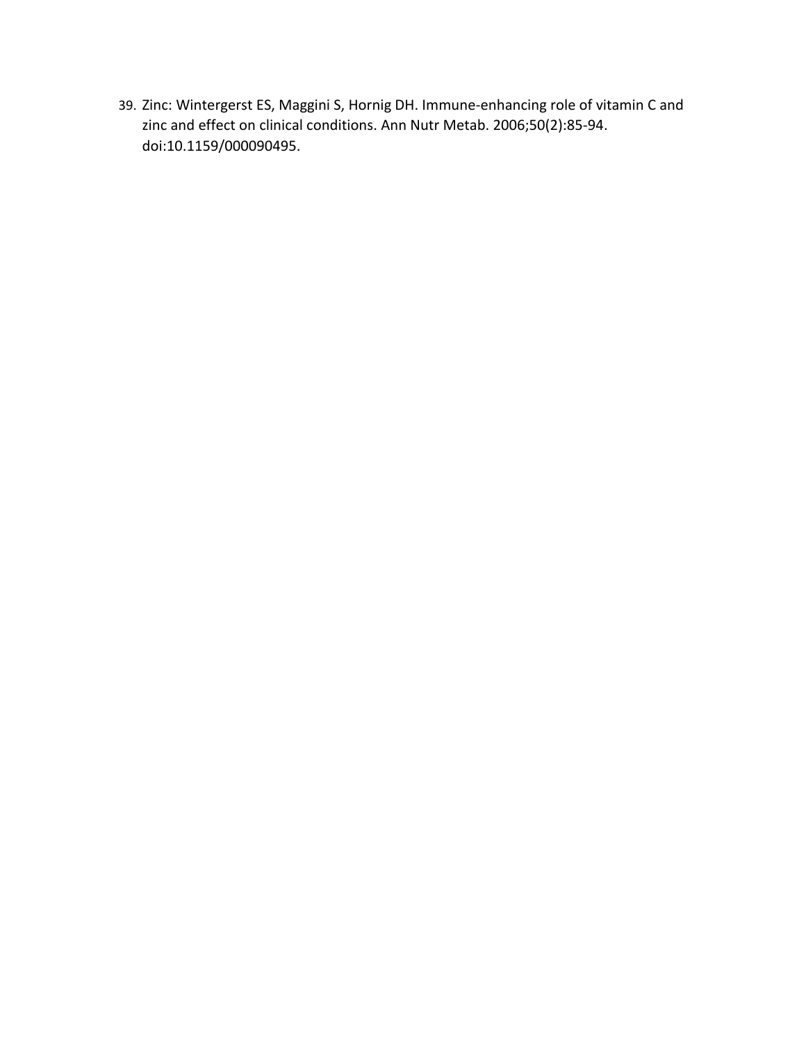39. Zinc: Wintergerst ES, Maggini S, Hornig DH. Immune-enhancing role of vitamin C and zinc and effect on clinical conditions. Ann Nutr Metab. 2006;50(2):85-94. doi:10.1159/000090495.